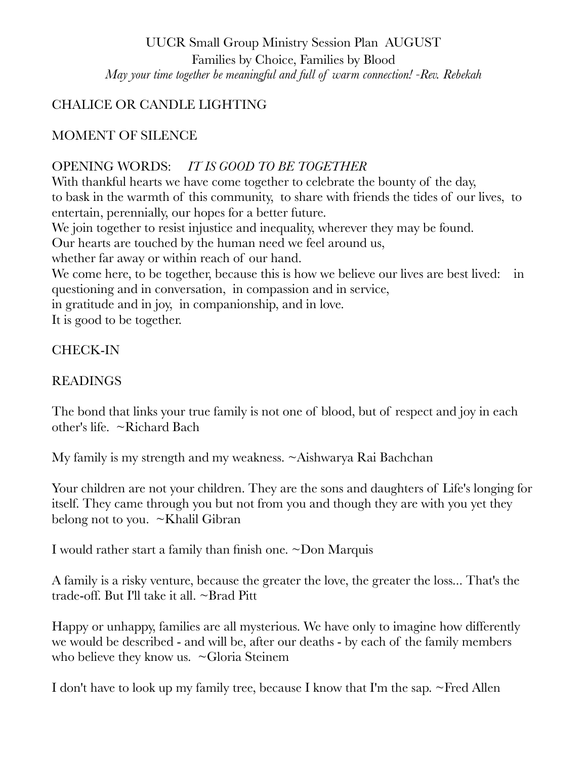# UUCR Small Group Ministry Session Plan AUGUST

## Families by Choice, Families by Blood

*May your time together be meaningful and full of warm connection! -Rev. Rebekah*

CHALICE OR CANDLE LIGHTING

MOMENT OF SILENCE

OPENING WORDS: *IT IS GOOD TO BE TOGETHER*

With thankful hearts we have come together to celebrate the bounty of the day,
to bask in the warmth of this community, to share with friends the tides of our lives, to entertain, perennially, our hopes for a better future.
We join together to resist injustice and inequality, wherever they may be found.
Our hearts are touched by the human need we feel around us,
whether far away or within reach of our hand.
We come here, to be together, because this is how we believe our lives are best lived: in questioning and in conversation, in compassion and in service,
in gratitude and in joy, in companionship, and in love.
It is good to be together.

CHECK-IN

READINGS

The bond that links your true family is not one of blood, but of respect and joy in each other's life. ~Richard Bach

My family is my strength and my weakness. ~Aishwarya Rai Bachchan

Your children are not your children. They are the sons and daughters of Life's longing for itself. They came through you but not from you and though they are with you yet they belong not to you. ~Khalil Gibran

I would rather start a family than finish one. ~Don Marquis

A family is a risky venture, because the greater the love, the greater the loss... That's the trade-off. But I'll take it all. ~Brad Pitt

Happy or unhappy, families are all mysterious. We have only to imagine how differently we would be described - and will be, after our deaths - by each of the family members who believe they know us. ~Gloria Steinem

I don't have to look up my family tree, because I know that I'm the sap. ~Fred Allen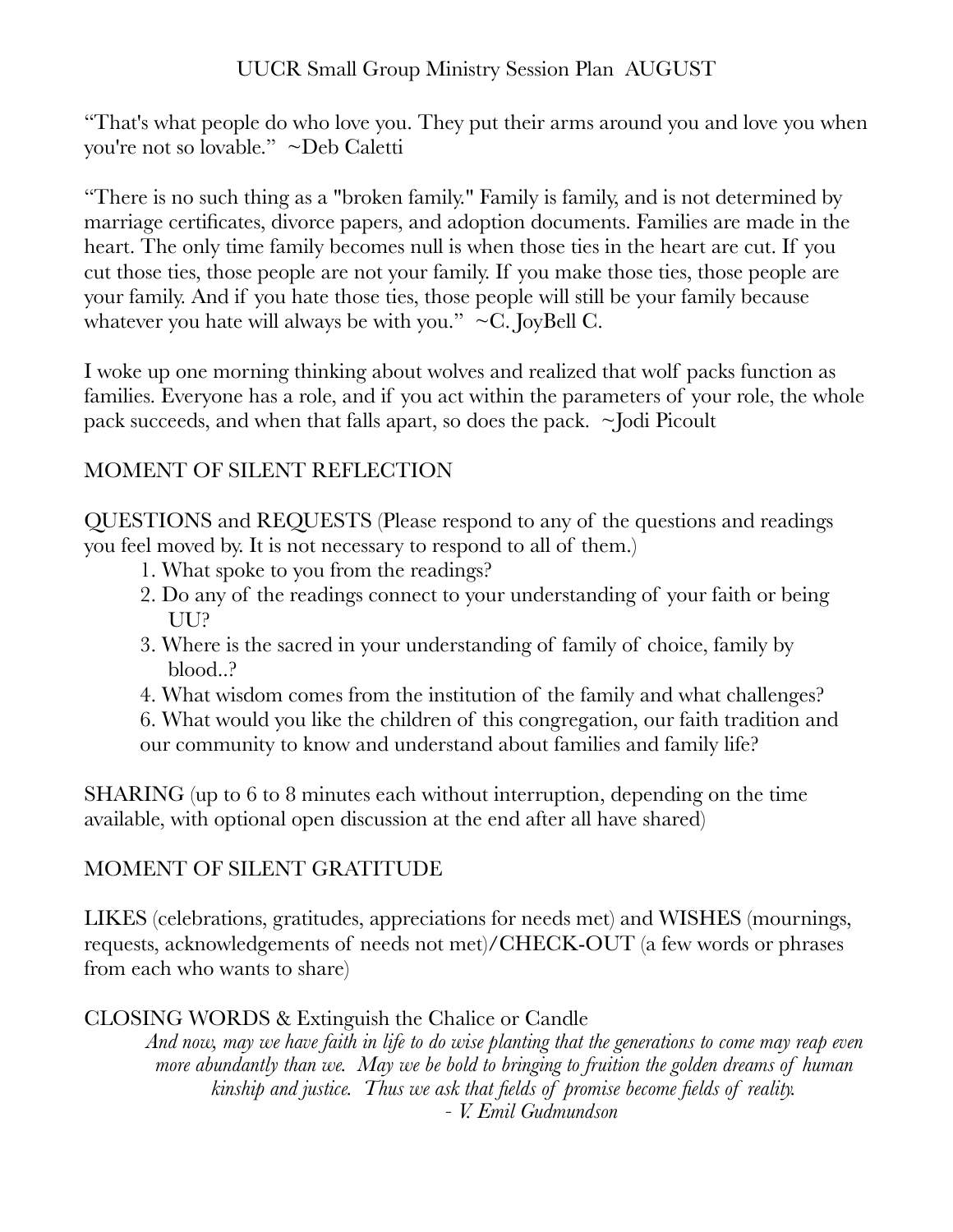UUCR Small Group Ministry Session Plan AUGUST

"That's what people do who love you. They put their arms around you and love you when you're not so lovable." ~Deb Caletti

"There is no such thing as a "broken family." Family is family, and is not determined by marriage certificates, divorce papers, and adoption documents. Families are made in the heart. The only time family becomes null is when those ties in the heart are cut. If you cut those ties, those people are not your family. If you make those ties, those people are your family. And if you hate those ties, those people will still be your family because whatever you hate will always be with you." ~C. JoyBell C.

I woke up one morning thinking about wolves and realized that wolf packs function as families. Everyone has a role, and if you act within the parameters of your role, the whole pack succeeds, and when that falls apart, so does the pack. ~Jodi Picoult

MOMENT OF SILENT REFLECTION

QUESTIONS and REQUESTS (Please respond to any of the questions and readings you feel moved by. It is not necessary to respond to all of them.)

1. What spoke to you from the readings?
2. Do any of the readings connect to your understanding of your faith or being UU?
3. Where is the sacred in your understanding of family of choice, family by blood..?
4. What wisdom comes from the institution of the family and what challenges?
6. What would you like the children of this congregation, our faith tradition and our community to know and understand about families and family life?

SHARING (up to 6 to 8 minutes each without interruption, depending on the time available, with optional open discussion at the end after all have shared)

MOMENT OF SILENT GRATITUDE

LIKES (celebrations, gratitudes, appreciations for needs met) and WISHES (mournings, requests, acknowledgements of needs not met)/CHECK-OUT (a few words or phrases from each who wants to share)

CLOSING WORDS & Extinguish the Chalice or Candle

*And now, may we have faith in life to do wise planting that the generations to come may reap even more abundantly than we. May we be bold to bringing to fruition the golden dreams of human kinship and justice. Thus we ask that fields of promise become fields of reality.*
*- V. Emil Gudmundson*